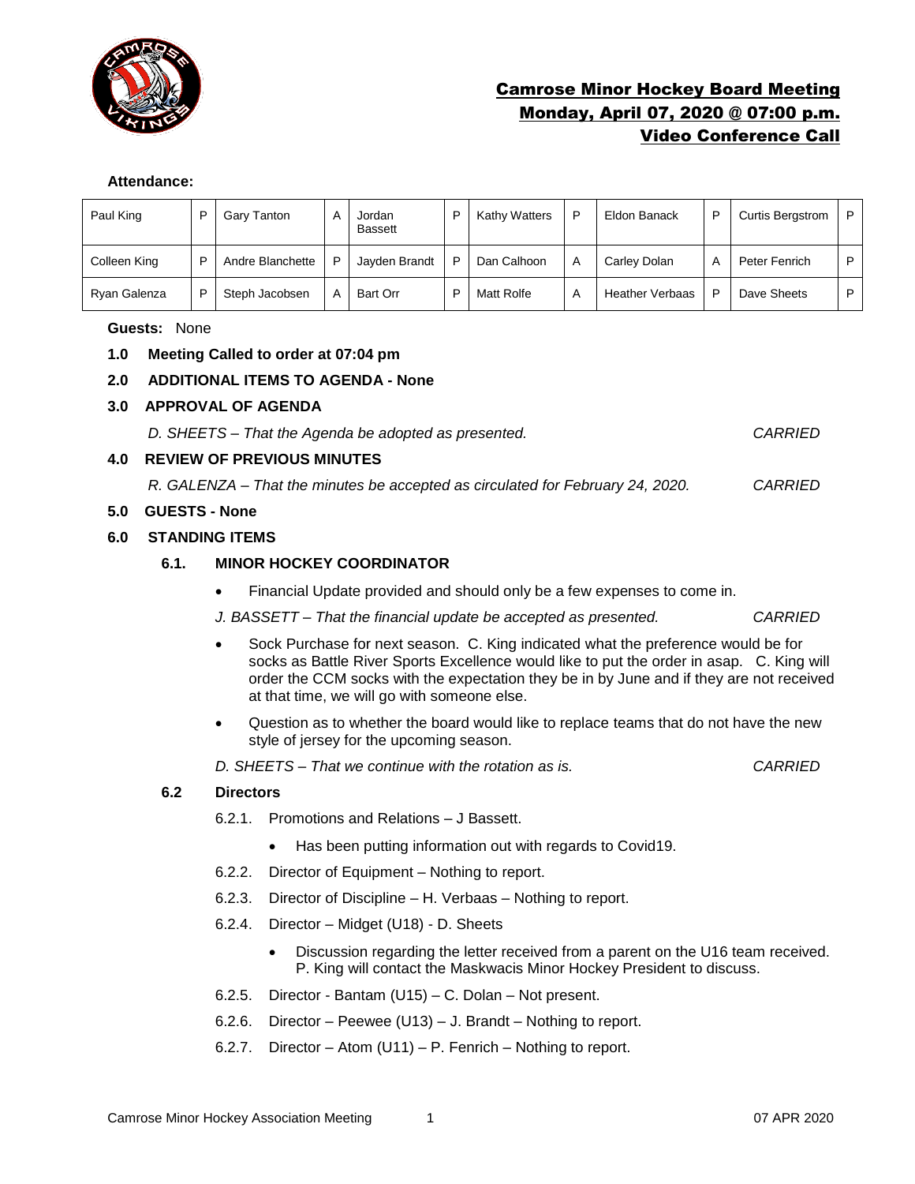# Camrose Minor Hockey Board Meeting
## Monday, April 07, 2020 @ 07:00 p.m.
## Video Conference Call

**Attendance:**

| | | | | | | | | | | | |
|---|---|---|---|---|---|---|---|---|---|---|---|
| Paul King | P | Gary Tanton | A | Jordan Bassett | P | Kathy Watters | P | Eldon Banack | P | Curtis Bergstrom | P |
| Colleen King | P | Andre Blanchette | P | Jayden Brandt | P | Dan Calhoon | A | Carley Dolan | A | Peter Fenrich | P |
| Ryan Galenza | P | Steph Jacobsen | A | Bart Orr | P | Matt Rolfe | A | Heather Verbaas | P | Dave Sheets | P |

**Guests:** None

**1.0 Meeting Called to order at 07:04 pm**

**2.0 ADDITIONAL ITEMS TO AGENDA - None**

**3.0 APPROVAL OF AGENDA**

*D. SHEETS – That the Agenda be adopted as presented.* *CARRIED*

**4.0 REVIEW OF PREVIOUS MINUTES**

*R. GALENZA – That the minutes be accepted as circulated for February 24, 2020.* *CARRIED*

**5.0 GUESTS - None**

**6.0 STANDING ITEMS**

**6.1. MINOR HOCKEY COORDINATOR**

- Financial Update provided and should only be a few expenses to come in.

*J. BASSETT – That the financial update be accepted as presented.* *CARRIED*

- Sock Purchase for next season. C. King indicated what the preference would be for socks as Battle River Sports Excellence would like to put the order in asap. C. King will order the CCM socks with the expectation they be in by June and if they are not received at that time, we will go with someone else.
- Question as to whether the board would like to replace teams that do not have the new style of jersey for the upcoming season.

*D. SHEETS – That we continue with the rotation as is.* *CARRIED*

**6.2 Directors**

6.2.1. Promotions and Relations – J Bassett.

- Has been putting information out with regards to Covid19.

6.2.2. Director of Equipment – Nothing to report.

6.2.3. Director of Discipline – H. Verbaas – Nothing to report.

6.2.4. Director – Midget (U18) - D. Sheets

- Discussion regarding the letter received from a parent on the U16 team received. P. King will contact the Maskwacis Minor Hockey President to discuss.

6.2.5. Director - Bantam (U15) – C. Dolan – Not present.

6.2.6. Director – Peewee (U13) – J. Brandt – Nothing to report.

6.2.7. Director – Atom (U11) – P. Fenrich – Nothing to report.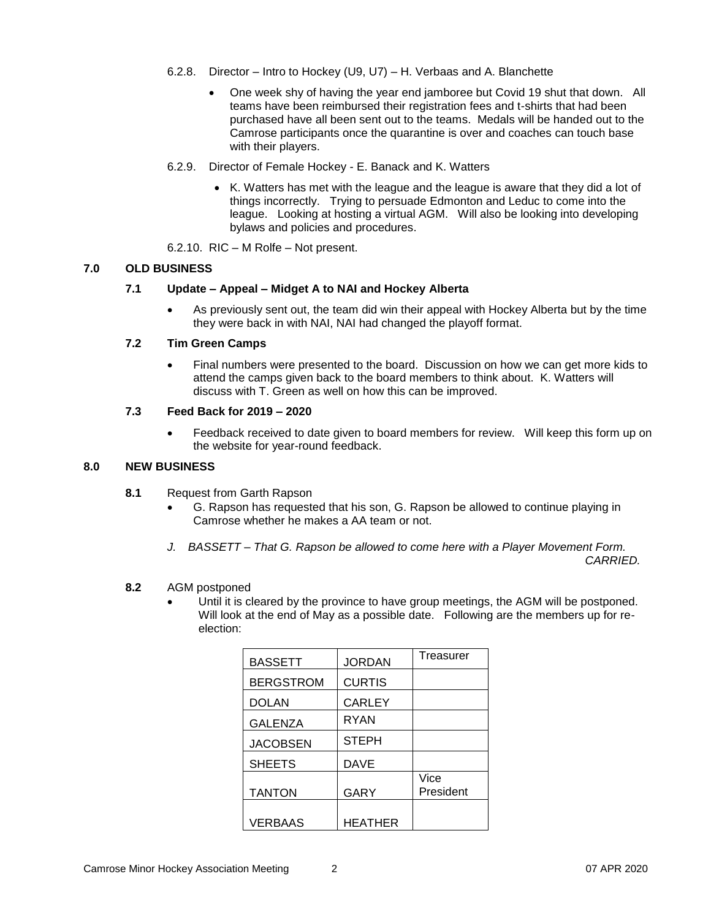6.2.8. Director – Intro to Hockey (U9, U7) – H. Verbaas and A. Blanchette

- One week shy of having the year end jamboree but Covid 19 shut that down. All teams have been reimbursed their registration fees and t-shirts that had been purchased have all been sent out to the teams. Medals will be handed out to the Camrose participants once the quarantine is over and coaches can touch base with their players.

6.2.9. Director of Female Hockey - E. Banack and K. Watters

- K. Watters has met with the league and the league is aware that they did a lot of things incorrectly. Trying to persuade Edmonton and Leduc to come into the league. Looking at hosting a virtual AGM. Will also be looking into developing bylaws and policies and procedures.

6.2.10. RIC – M Rolfe – Not present.

## 7.0 OLD BUSINESS

### 7.1 Update – Appeal – Midget A to NAI and Hockey Alberta

- As previously sent out, the team did win their appeal with Hockey Alberta but by the time they were back in with NAI, NAI had changed the playoff format.

### 7.2 Tim Green Camps

- Final numbers were presented to the board. Discussion on how we can get more kids to attend the camps given back to the board members to think about. K. Watters will discuss with T. Green as well on how this can be improved.

### 7.3 Feed Back for 2019 – 2020

- Feedback received to date given to board members for review. Will keep this form up on the website for year-round feedback.

## 8.0 NEW BUSINESS

**8.1** Request from Garth Rapson

- G. Rapson has requested that his son, G. Rapson be allowed to continue playing in Camrose whether he makes a AA team or not.

*J. BASSETT – That G. Rapson be allowed to come here with a Player Movement Form.*
*CARRIED.*

**8.2** AGM postponed

- Until it is cleared by the province to have group meetings, the AGM will be postponed. Will look at the end of May as a possible date. Following are the members up for re-election:

| | | |
|---|---|---|
| BASSETT | JORDAN | Treasurer |
| BERGSTROM | CURTIS | |
| DOLAN | CARLEY | |
| GALENZA | RYAN | |
| JACOBSEN | STEPH | |
| SHEETS | DAVE | |
| TANTON | GARY | Vice President |
| VERBAAS | HEATHER | |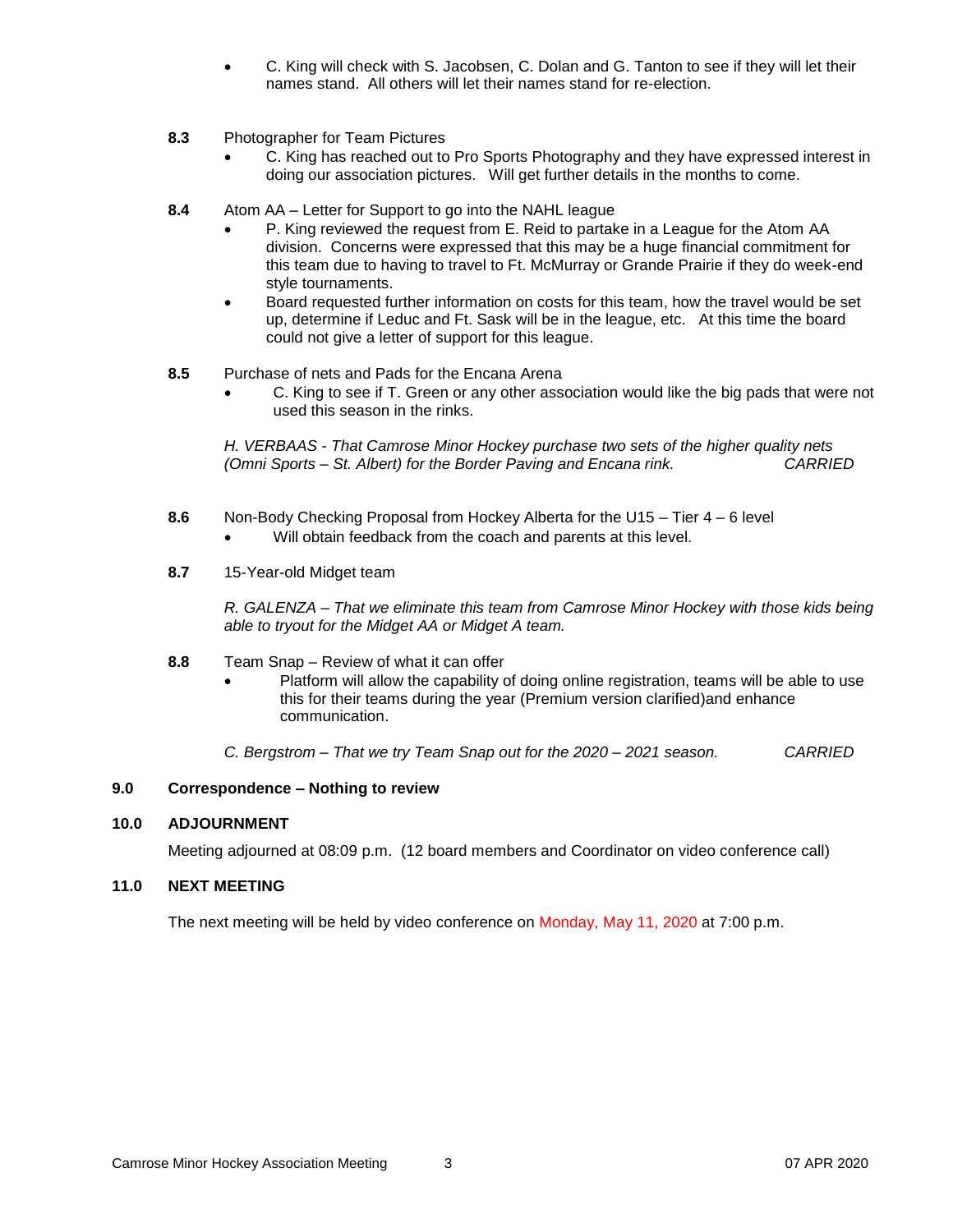- C. King will check with S. Jacobsen, C. Dolan and G. Tanton to see if they will let their names stand. All others will let their names stand for re-election.

**8.3** Photographer for Team Pictures

- C. King has reached out to Pro Sports Photography and they have expressed interest in doing our association pictures. Will get further details in the months to come.

**8.4** Atom AA – Letter for Support to go into the NAHL league

- P. King reviewed the request from E. Reid to partake in a League for the Atom AA division. Concerns were expressed that this may be a huge financial commitment for this team due to having to travel to Ft. McMurray or Grande Prairie if they do week-end style tournaments.
- Board requested further information on costs for this team, how the travel would be set up, determine if Leduc and Ft. Sask will be in the league, etc. At this time the board could not give a letter of support for this league.

**8.5** Purchase of nets and Pads for the Encana Arena

- C. King to see if T. Green or any other association would like the big pads that were not used this season in the rinks.

*H. VERBAAS - That Camrose Minor Hockey purchase two sets of the higher quality nets (Omni Sports – St. Albert) for the Border Paving and Encana rink.* *CARRIED*

**8.6** Non-Body Checking Proposal from Hockey Alberta for the U15 – Tier 4 – 6 level

- Will obtain feedback from the coach and parents at this level.

**8.7** 15-Year-old Midget team

*R. GALENZA – That we eliminate this team from Camrose Minor Hockey with those kids being able to tryout for the Midget AA or Midget A team.*

**8.8** Team Snap – Review of what it can offer

- Platform will allow the capability of doing online registration, teams will be able to use this for their teams during the year (Premium version clarified)and enhance communication.

*C. Bergstrom – That we try Team Snap out for the 2020 – 2021 season.* *CARRIED*

## 9.0 Correspondence – Nothing to review

## 10.0 ADJOURNMENT

Meeting adjourned at 08:09 p.m. (12 board members and Coordinator on video conference call)

## 11.0 NEXT MEETING

The next meeting will be held by video conference on Monday, May 11, 2020 at 7:00 p.m.